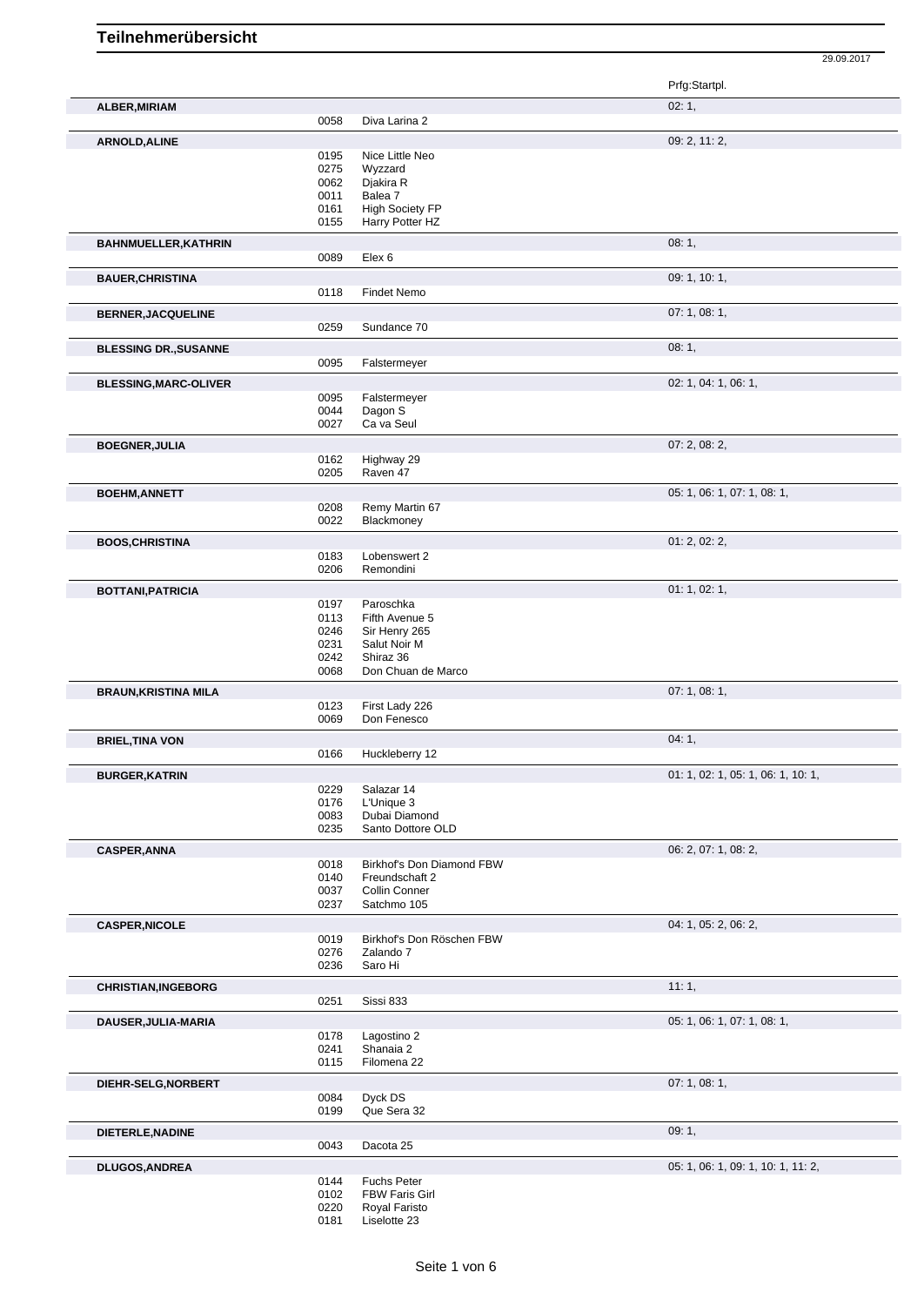# Teilnehmerübersicht

29.09.2017

| Teilnehmer | Nr. | Pferd | Prfg:Startpl. |
|---|---|---|---|
| **ALBER,MIRIAM** | | | 02: 1, |
| | 0058 | Diva Larina 2 | |
| **ARNOLD,ALINE** | | | 09: 2, 11: 2, |
| | 0195 | Nice Little Neo | |
| | 0275 | Wyzzard | |
| | 0062 | Djakira R | |
| | 0011 | Balea 7 | |
| | 0161 | High Society FP | |
| | 0155 | Harry Potter HZ | |
| **BAHNMUELLER,KATHRIN** | | | 08: 1, |
| | 0089 | Elex 6 | |
| **BAUER,CHRISTINA** | | | 09: 1, 10: 1, |
| | 0118 | Findet Nemo | |
| **BERNER,JACQUELINE** | | | 07: 1, 08: 1, |
| | 0259 | Sundance 70 | |
| **BLESSING DR.,SUSANNE** | | | 08: 1, |
| | 0095 | Falstermeyer | |
| **BLESSING,MARC-OLIVER** | | | 02: 1, 04: 1, 06: 1, |
| | 0095 | Falstermeyer | |
| | 0044 | Dagon S | |
| | 0027 | Ca va Seul | |
| **BOEGNER,JULIA** | | | 07: 2, 08: 2, |
| | 0162 | Highway 29 | |
| | 0205 | Raven 47 | |
| **BOEHM,ANNETT** | | | 05: 1, 06: 1, 07: 1, 08: 1, |
| | 0208 | Remy Martin 67 | |
| | 0022 | Blackmoney | |
| **BOOS,CHRISTINA** | | | 01: 2, 02: 2, |
| | 0183 | Lobenswert 2 | |
| | 0206 | Remondini | |
| **BOTTANI,PATRICIA** | | | 01: 1, 02: 1, |
| | 0197 | Paroschka | |
| | 0113 | Fifth Avenue 5 | |
| | 0246 | Sir Henry 265 | |
| | 0231 | Salut Noir M | |
| | 0242 | Shiraz 36 | |
| | 0068 | Don Chuan de Marco | |
| **BRAUN,KRISTINA MILA** | | | 07: 1, 08: 1, |
| | 0123 | First Lady 226 | |
| | 0069 | Don Fenesco | |
| **BRIEL,TINA VON** | | | 04: 1, |
| | 0166 | Huckleberry 12 | |
| **BURGER,KATRIN** | | | 01: 1, 02: 1, 05: 1, 06: 1, 10: 1, |
| | 0229 | Salazar 14 | |
| | 0176 | L'Unique 3 | |
| | 0083 | Dubai Diamond | |
| | 0235 | Santo Dottore OLD | |
| **CASPER,ANNA** | | | 06: 2, 07: 1, 08: 2, |
| | 0018 | Birkhof's Don Diamond FBW | |
| | 0140 | Freundschaft 2 | |
| | 0037 | Collin Conner | |
| | 0237 | Satchmo 105 | |
| **CASPER,NICOLE** | | | 04: 1, 05: 2, 06: 2, |
| | 0019 | Birkhof's Don Röschen FBW | |
| | 0276 | Zalando 7 | |
| | 0236 | Saro Hi | |
| **CHRISTIAN,INGEBORG** | | | 11: 1, |
| | 0251 | Sissi 833 | |
| **DAUSER,JULIA-MARIA** | | | 05: 1, 06: 1, 07: 1, 08: 1, |
| | 0178 | Lagostino 2 | |
| | 0241 | Shanaia 2 | |
| | 0115 | Filomena 22 | |
| **DIEHR-SELG,NORBERT** | | | 07: 1, 08: 1, |
| | 0084 | Dyck DS | |
| | 0199 | Que Sera 32 | |
| **DIETERLE,NADINE** | | | 09: 1, |
| | 0043 | Dacota 25 | |
| **DLUGOS,ANDREA** | | | 05: 1, 06: 1, 09: 1, 10: 1, 11: 2, |
| | 0144 | Fuchs Peter | |
| | 0102 | FBW Faris Girl | |
| | 0220 | Royal Faristo | |
| | 0181 | Liselotte 23 | |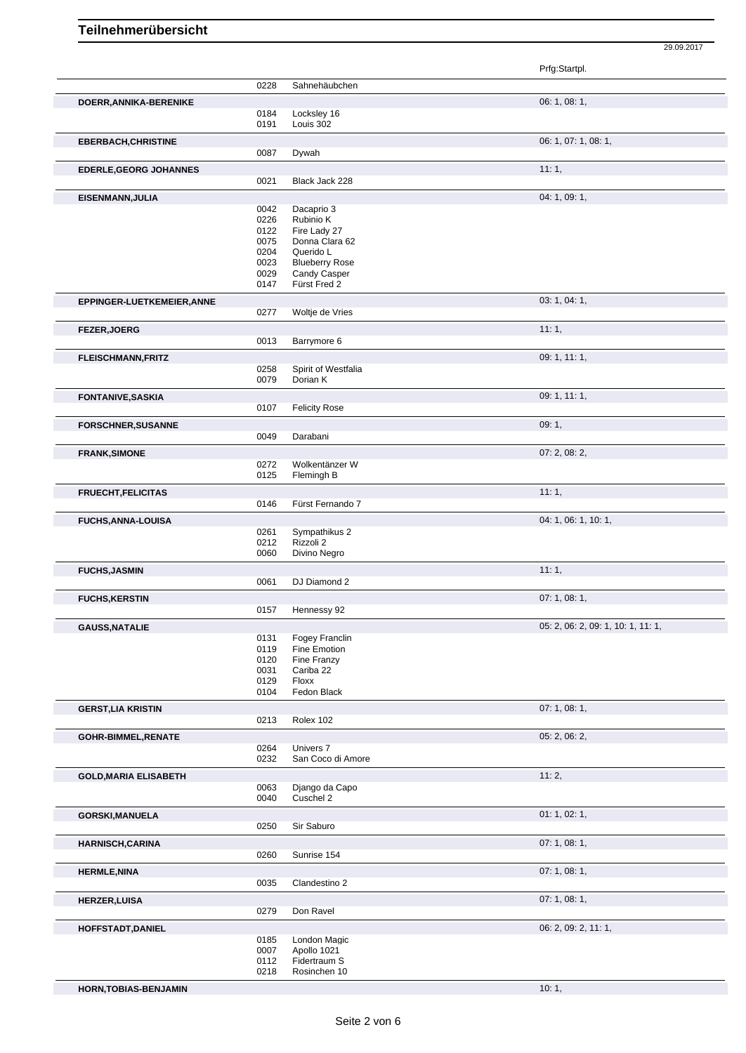# Teilnehmerübersicht

29.09.2017

| | | | Prfg:Startpl. |
|---|---|---|---|
| | 0228 | Sahnehäubchen | |
| **DOERR,ANNIKA-BERENIKE** | | | 06: 1, 08: 1, |
| | 0184 | Locksley 16 | |
| | 0191 | Louis 302 | |
| **EBERBACH,CHRISTINE** | | | 06: 1, 07: 1, 08: 1, |
| | 0087 | Dywah | |
| **EDERLE,GEORG JOHANNES** | | | 11: 1, |
| | 0021 | Black Jack 228 | |
| **EISENMANN,JULIA** | | | 04: 1, 09: 1, |
| | 0042 | Dacaprio 3 | |
| | 0226 | Rubinio K | |
| | 0122 | Fire Lady 27 | |
| | 0075 | Donna Clara 62 | |
| | 0204 | Querido L | |
| | 0023 | Blueberry Rose | |
| | 0029 | Candy Casper | |
| | 0147 | Fürst Fred 2 | |
| **EPPINGER-LUETKEMEIER,ANNE** | | | 03: 1, 04: 1, |
| | 0277 | Woltje de Vries | |
| **FEZER,JOERG** | | | 11: 1, |
| | 0013 | Barrymore 6 | |
| **FLEISCHMANN,FRITZ** | | | 09: 1, 11: 1, |
| | 0258 | Spirit of Westfalia | |
| | 0079 | Dorian K | |
| **FONTANIVE,SASKIA** | | | 09: 1, 11: 1, |
| | 0107 | Felicity Rose | |
| **FORSCHNER,SUSANNE** | | | 09: 1, |
| | 0049 | Darabani | |
| **FRANK,SIMONE** | | | 07: 2, 08: 2, |
| | 0272 | Wolkentänzer W | |
| | 0125 | Flemingh B | |
| **FRUECHT,FELICITAS** | | | 11: 1, |
| | 0146 | Fürst Fernando 7 | |
| **FUCHS,ANNA-LOUISA** | | | 04: 1, 06: 1, 10: 1, |
| | 0261 | Sympathikus 2 | |
| | 0212 | Rizzoli 2 | |
| | 0060 | Divino Negro | |
| **FUCHS,JASMIN** | | | 11: 1, |
| | 0061 | DJ Diamond 2 | |
| **FUCHS,KERSTIN** | | | 07: 1, 08: 1, |
| | 0157 | Hennessy 92 | |
| **GAUSS,NATALIE** | | | 05: 2, 06: 2, 09: 1, 10: 1, 11: 1, |
| | 0131 | Fogey Franclin | |
| | 0119 | Fine Emotion | |
| | 0120 | Fine Franzy | |
| | 0031 | Cariba 22 | |
| | 0129 | Floxx | |
| | 0104 | Fedon Black | |
| **GERST,LIA KRISTIN** | | | 07: 1, 08: 1, |
| | 0213 | Rolex 102 | |
| **GOHR-BIMMEL,RENATE** | | | 05: 2, 06: 2, |
| | 0264 | Univers 7 | |
| | 0232 | San Coco di Amore | |
| **GOLD,MARIA ELISABETH** | | | 11: 2, |
| | 0063 | Django da Capo | |
| | 0040 | Cuschel 2 | |
| **GORSKI,MANUELA** | | | 01: 1, 02: 1, |
| | 0250 | Sir Saburo | |
| **HARNISCH,CARINA** | | | 07: 1, 08: 1, |
| | 0260 | Sunrise 154 | |
| **HERMLE,NINA** | | | 07: 1, 08: 1, |
| | 0035 | Clandestino 2 | |
| **HERZER,LUISA** | | | 07: 1, 08: 1, |
| | 0279 | Don Ravel | |
| **HOFFSTADT,DANIEL** | | | 06: 2, 09: 2, 11: 1, |
| | 0185 | London Magic | |
| | 0007 | Apollo 1021 | |
| | 0112 | Fidertraum S | |
| | 0218 | Rosinchen 10 | |
| **HORN,TOBIAS-BENJAMIN** | | | 10: 1, |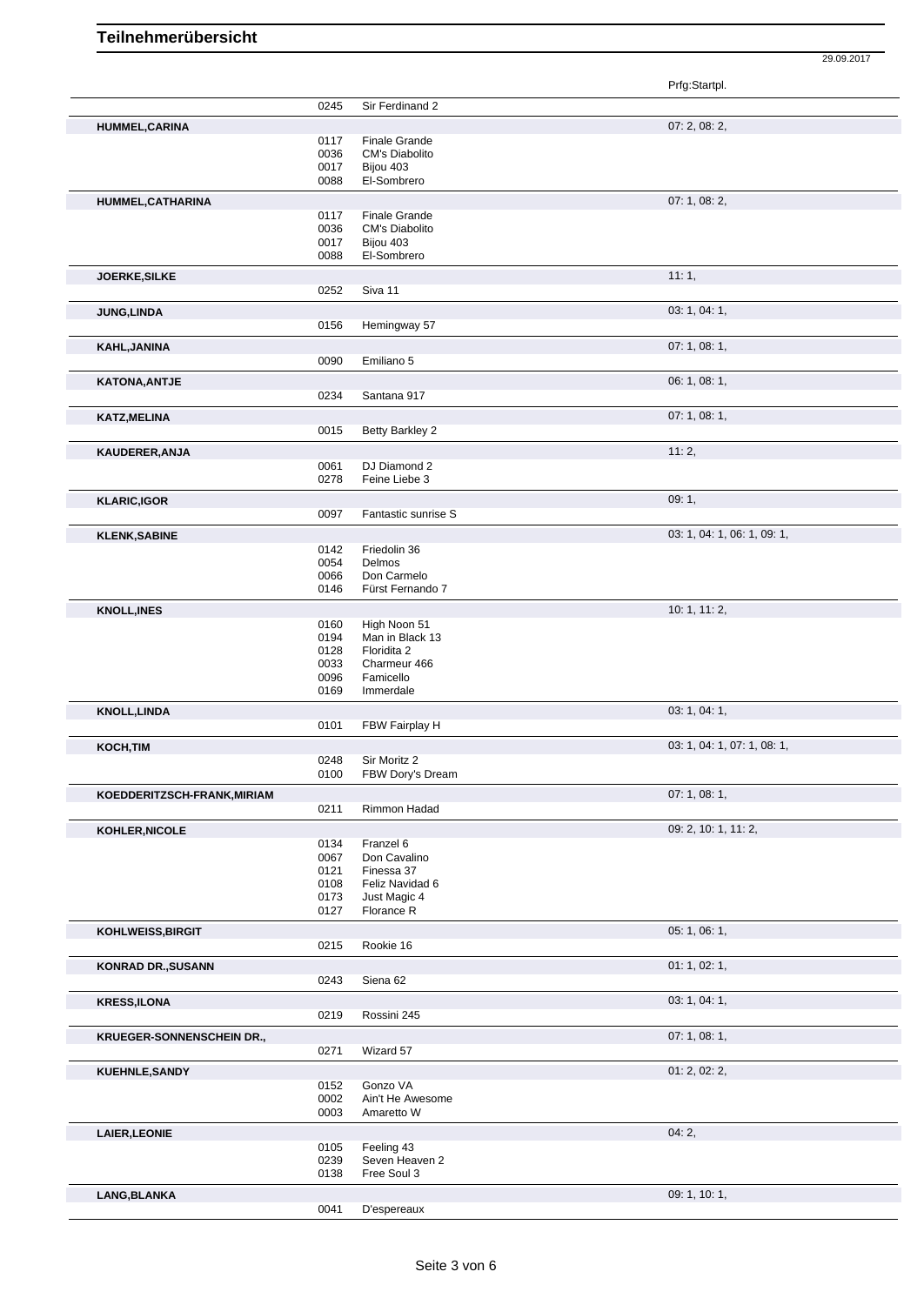# Teilnehmerübersicht

29.09.2017

| Name | Nr. | Pferd | Prfg:Startpl. |
|---|---|---|---|
| | 0245 | Sir Ferdinand 2 | |
| **HUMMEL,CARINA** | | | 07: 2, 08: 2, |
| | 0117 | Finale Grande | |
| | 0036 | CM's Diabolito | |
| | 0017 | Bijou 403 | |
| | 0088 | El-Sombrero | |
| **HUMMEL,CATHARINA** | | | 07: 1, 08: 2, |
| | 0117 | Finale Grande | |
| | 0036 | CM's Diabolito | |
| | 0017 | Bijou 403 | |
| | 0088 | El-Sombrero | |
| **JOERKE,SILKE** | | | 11: 1, |
| | 0252 | Siva 11 | |
| **JUNG,LINDA** | | | 03: 1, 04: 1, |
| | 0156 | Hemingway 57 | |
| **KAHL,JANINA** | | | 07: 1, 08: 1, |
| | 0090 | Emiliano 5 | |
| **KATONA,ANTJE** | | | 06: 1, 08: 1, |
| | 0234 | Santana 917 | |
| **KATZ,MELINA** | | | 07: 1, 08: 1, |
| | 0015 | Betty Barkley 2 | |
| **KAUDERER,ANJA** | | | 11: 2, |
| | 0061 | DJ Diamond 2 | |
| | 0278 | Feine Liebe 3 | |
| **KLARIC,IGOR** | | | 09: 1, |
| | 0097 | Fantastic sunrise S | |
| **KLENK,SABINE** | | | 03: 1, 04: 1, 06: 1, 09: 1, |
| | 0142 | Friedolin 36 | |
| | 0054 | Delmos | |
| | 0066 | Don Carmelo | |
| | 0146 | Fürst Fernando 7 | |
| **KNOLL,INES** | | | 10: 1, 11: 2, |
| | 0160 | High Noon 51 | |
| | 0194 | Man in Black 13 | |
| | 0128 | Floridita 2 | |
| | 0033 | Charmeur 466 | |
| | 0096 | Famicello | |
| | 0169 | Immerdale | |
| **KNOLL,LINDA** | | | 03: 1, 04: 1, |
| | 0101 | FBW Fairplay H | |
| **KOCH,TIM** | | | 03: 1, 04: 1, 07: 1, 08: 1, |
| | 0248 | Sir Moritz 2 | |
| | 0100 | FBW Dory's Dream | |
| **KOEDDERITZSCH-FRANK,MIRIAM** | | | 07: 1, 08: 1, |
| | 0211 | Rimmon Hadad | |
| **KOHLER,NICOLE** | | | 09: 2, 10: 1, 11: 2, |
| | 0134 | Franzel 6 | |
| | 0067 | Don Cavalino | |
| | 0121 | Finessa 37 | |
| | 0108 | Feliz Navidad 6 | |
| | 0173 | Just Magic 4 | |
| | 0127 | Florance R | |
| **KOHLWEISS,BIRGIT** | | | 05: 1, 06: 1, |
| | 0215 | Rookie 16 | |
| **KONRAD DR.,SUSANN** | | | 01: 1, 02: 1, |
| | 0243 | Siena 62 | |
| **KRESS,ILONA** | | | 03: 1, 04: 1, |
| | 0219 | Rossini 245 | |
| **KRUEGER-SONNENSCHEIN DR.,** | | | 07: 1, 08: 1, |
| | 0271 | Wizard 57 | |
| **KUEHNLE,SANDY** | | | 01: 2, 02: 2, |
| | 0152 | Gonzo VA | |
| | 0002 | Ain't He Awesome | |
| | 0003 | Amaretto W | |
| **LAIER,LEONIE** | | | 04: 2, |
| | 0105 | Feeling 43 | |
| | 0239 | Seven Heaven 2 | |
| | 0138 | Free Soul 3 | |
| **LANG,BLANKA** | | | 09: 1, 10: 1, |
| | 0041 | D'espereaux | |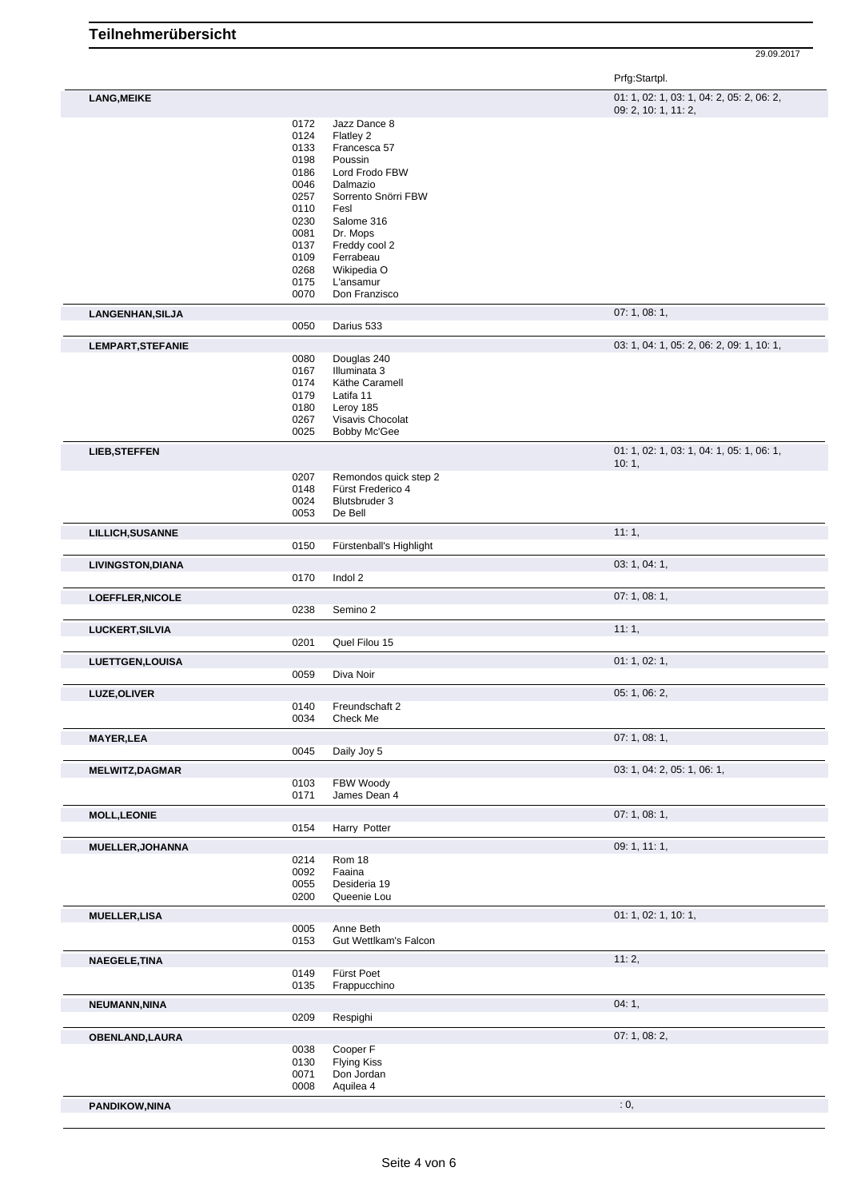# Teilnehmerübersicht

29.09.2017

| Teilnehmer | Nr. | Pferd | Prfg:Startpl. |
|---|---|---|---|
| **LANG,MEIKE** | | | 01: 1, 02: 1, 03: 1, 04: 2, 05: 2, 06: 2, 09: 2, 10: 1, 11: 2, |
| | 0172 | Jazz Dance 8 | |
| | 0124 | Flatley 2 | |
| | 0133 | Francesca 57 | |
| | 0198 | Poussin | |
| | 0186 | Lord Frodo FBW | |
| | 0046 | Dalmazio | |
| | 0257 | Sorrento Snörri FBW | |
| | 0110 | Fesl | |
| | 0230 | Salome 316 | |
| | 0081 | Dr. Mops | |
| | 0137 | Freddy cool 2 | |
| | 0109 | Ferrabeau | |
| | 0268 | Wikipedia O | |
| | 0175 | L'ansamur | |
| | 0070 | Don Franzisco | |
| **LANGENHAN,SILJA** | | | 07: 1, 08: 1, |
| | 0050 | Darius 533 | |
| **LEMPART,STEFANIE** | | | 03: 1, 04: 1, 05: 2, 06: 2, 09: 1, 10: 1, |
| | 0080 | Douglas 240 | |
| | 0167 | Illuminata 3 | |
| | 0174 | Käthe Caramell | |
| | 0179 | Latifa 11 | |
| | 0180 | Leroy 185 | |
| | 0267 | Visavis Chocolat | |
| | 0025 | Bobby Mc'Gee | |
| **LIEB,STEFFEN** | | | 01: 1, 02: 1, 03: 1, 04: 1, 05: 1, 06: 1, 10: 1, |
| | 0207 | Remondos quick step 2 | |
| | 0148 | Fürst Frederico 4 | |
| | 0024 | Blutsbruder 3 | |
| | 0053 | De Bell | |
| **LILLICH,SUSANNE** | | | 11: 1, |
| | 0150 | Fürstenball's Highlight | |
| **LIVINGSTON,DIANA** | | | 03: 1, 04: 1, |
| | 0170 | Indol 2 | |
| **LOEFFLER,NICOLE** | | | 07: 1, 08: 1, |
| | 0238 | Semino 2 | |
| **LUCKERT,SILVIA** | | | 11: 1, |
| | 0201 | Quel Filou 15 | |
| **LUETTGEN,LOUISA** | | | 01: 1, 02: 1, |
| | 0059 | Diva Noir | |
| **LUZE,OLIVER** | | | 05: 1, 06: 2, |
| | 0140 | Freundschaft 2 | |
| | 0034 | Check Me | |
| **MAYER,LEA** | | | 07: 1, 08: 1, |
| | 0045 | Daily Joy 5 | |
| **MELWITZ,DAGMAR** | | | 03: 1, 04: 2, 05: 1, 06: 1, |
| | 0103 | FBW Woody | |
| | 0171 | James Dean 4 | |
| **MOLL,LEONIE** | | | 07: 1, 08: 1, |
| | 0154 | Harry Potter | |
| **MUELLER,JOHANNA** | | | 09: 1, 11: 1, |
| | 0214 | Rom 18 | |
| | 0092 | Faaina | |
| | 0055 | Desideria 19 | |
| | 0200 | Queenie Lou | |
| **MUELLER,LISA** | | | 01: 1, 02: 1, 10: 1, |
| | 0005 | Anne Beth | |
| | 0153 | Gut Wettlkam's Falcon | |
| **NAEGELE,TINA** | | | 11: 2, |
| | 0149 | Fürst Poet | |
| | 0135 | Frappucchino | |
| **NEUMANN,NINA** | | | 04: 1, |
| | 0209 | Respighi | |
| **OBENLAND,LAURA** | | | 07: 1, 08: 2, |
| | 0038 | Cooper F | |
| | 0130 | Flying Kiss | |
| | 0071 | Don Jordan | |
| | 0008 | Aquilea 4 | |
| **PANDIKOW,NINA** | | | : 0, |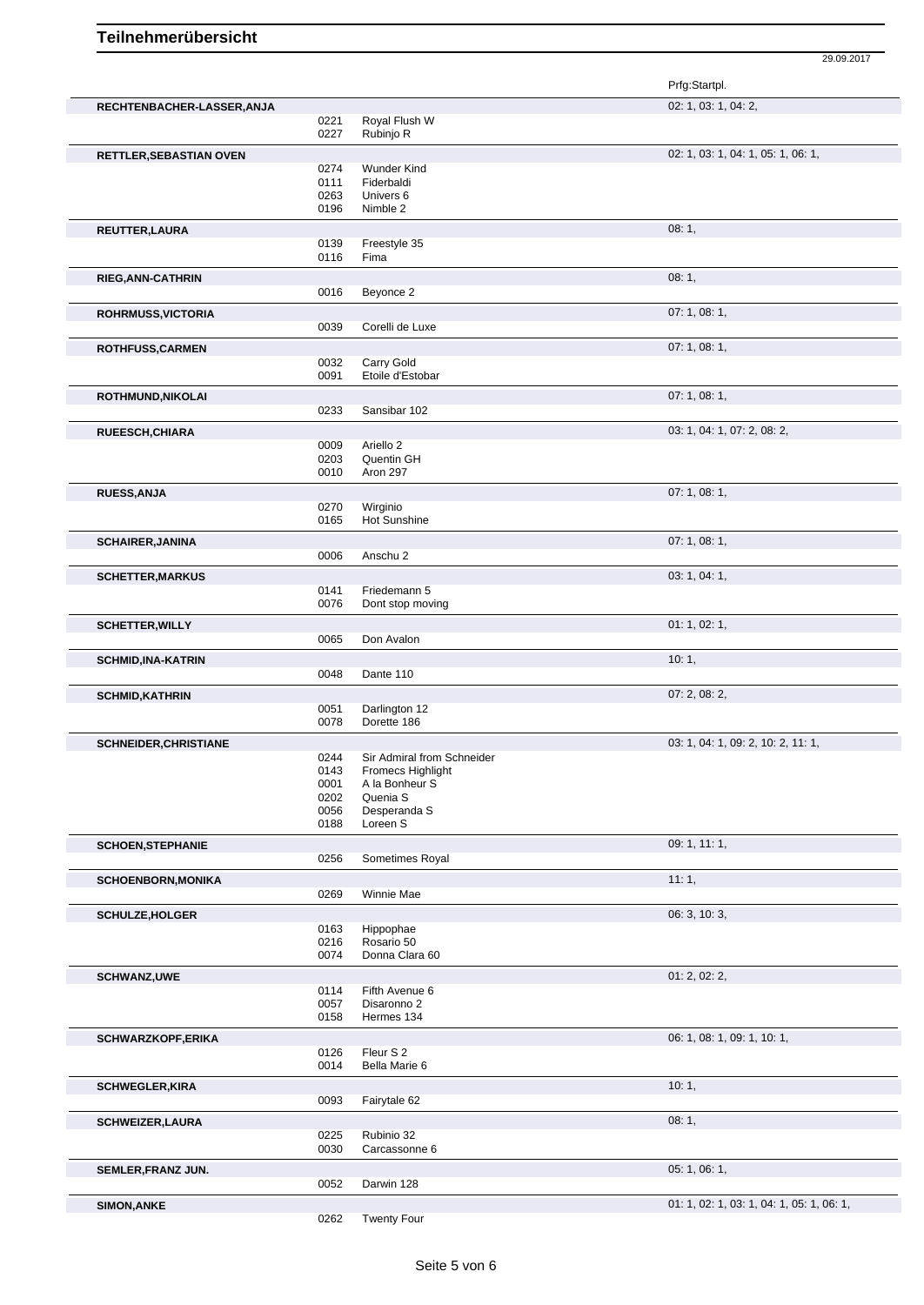# Teilnehmerübersicht

29.09.2017

| Name | Nr. | Pferd | Prfg:Startpl. |
|---|---|---|---|
| **RECHTENBACHER-LASSER,ANJA** | | | 02: 1, 03: 1, 04: 2, |
| | 0221 | Royal Flush W | |
| | 0227 | Rubinjo R | |
| **RETTLER,SEBASTIAN OVEN** | | | 02: 1, 03: 1, 04: 1, 05: 1, 06: 1, |
| | 0274 | Wunder Kind | |
| | 0111 | Fiderbaldi | |
| | 0263 | Univers 6 | |
| | 0196 | Nimble 2 | |
| **REUTTER,LAURA** | | | 08: 1, |
| | 0139 | Freestyle 35 | |
| | 0116 | Fima | |
| **RIEG,ANN-CATHRIN** | | | 08: 1, |
| | 0016 | Beyonce 2 | |
| **ROHRMUSS,VICTORIA** | | | 07: 1, 08: 1, |
| | 0039 | Corelli de Luxe | |
| **ROTHFUSS,CARMEN** | | | 07: 1, 08: 1, |
| | 0032 | Carry Gold | |
| | 0091 | Etoile d'Estobar | |
| **ROTHMUND,NIKOLAI** | | | 07: 1, 08: 1, |
| | 0233 | Sansibar 102 | |
| **RUEESCH,CHIARA** | | | 03: 1, 04: 1, 07: 2, 08: 2, |
| | 0009 | Ariello 2 | |
| | 0203 | Quentin GH | |
| | 0010 | Aron 297 | |
| **RUESS,ANJA** | | | 07: 1, 08: 1, |
| | 0270 | Wirginio | |
| | 0165 | Hot Sunshine | |
| **SCHAIRER,JANINA** | | | 07: 1, 08: 1, |
| | 0006 | Anschu 2 | |
| **SCHETTER,MARKUS** | | | 03: 1, 04: 1, |
| | 0141 | Friedemann 5 | |
| | 0076 | Dont stop moving | |
| **SCHETTER,WILLY** | | | 01: 1, 02: 1, |
| | 0065 | Don Avalon | |
| **SCHMID,INA-KATRIN** | | | 10: 1, |
| | 0048 | Dante 110 | |
| **SCHMID,KATHRIN** | | | 07: 2, 08: 2, |
| | 0051 | Darlington 12 | |
| | 0078 | Dorette 186 | |
| **SCHNEIDER,CHRISTIANE** | | | 03: 1, 04: 1, 09: 2, 10: 2, 11: 1, |
| | 0244 | Sir Admiral from Schneider | |
| | 0143 | Fromecs Highlight | |
| | 0001 | A la Bonheur S | |
| | 0202 | Quenia S | |
| | 0056 | Desperanda S | |
| | 0188 | Loreen S | |
| **SCHOEN,STEPHANIE** | | | 09: 1, 11: 1, |
| | 0256 | Sometimes Royal | |
| **SCHOENBORN,MONIKA** | | | 11: 1, |
| | 0269 | Winnie Mae | |
| **SCHULZE,HOLGER** | | | 06: 3, 10: 3, |
| | 0163 | Hippophae | |
| | 0216 | Rosario 50 | |
| | 0074 | Donna Clara 60 | |
| **SCHWANZ,UWE** | | | 01: 2, 02: 2, |
| | 0114 | Fifth Avenue 6 | |
| | 0057 | Disaronno 2 | |
| | 0158 | Hermes 134 | |
| **SCHWARZKOPF,ERIKA** | | | 06: 1, 08: 1, 09: 1, 10: 1, |
| | 0126 | Fleur S 2 | |
| | 0014 | Bella Marie 6 | |
| **SCHWEGLER,KIRA** | | | 10: 1, |
| | 0093 | Fairytale 62 | |
| **SCHWEIZER,LAURA** | | | 08: 1, |
| | 0225 | Rubinio 32 | |
| | 0030 | Carcassonne 6 | |
| **SEMLER,FRANZ JUN.** | | | 05: 1, 06: 1, |
| | 0052 | Darwin 128 | |
| **SIMON,ANKE** | | | 01: 1, 02: 1, 03: 1, 04: 1, 05: 1, 06: 1, |
| | 0262 | Twenty Four | |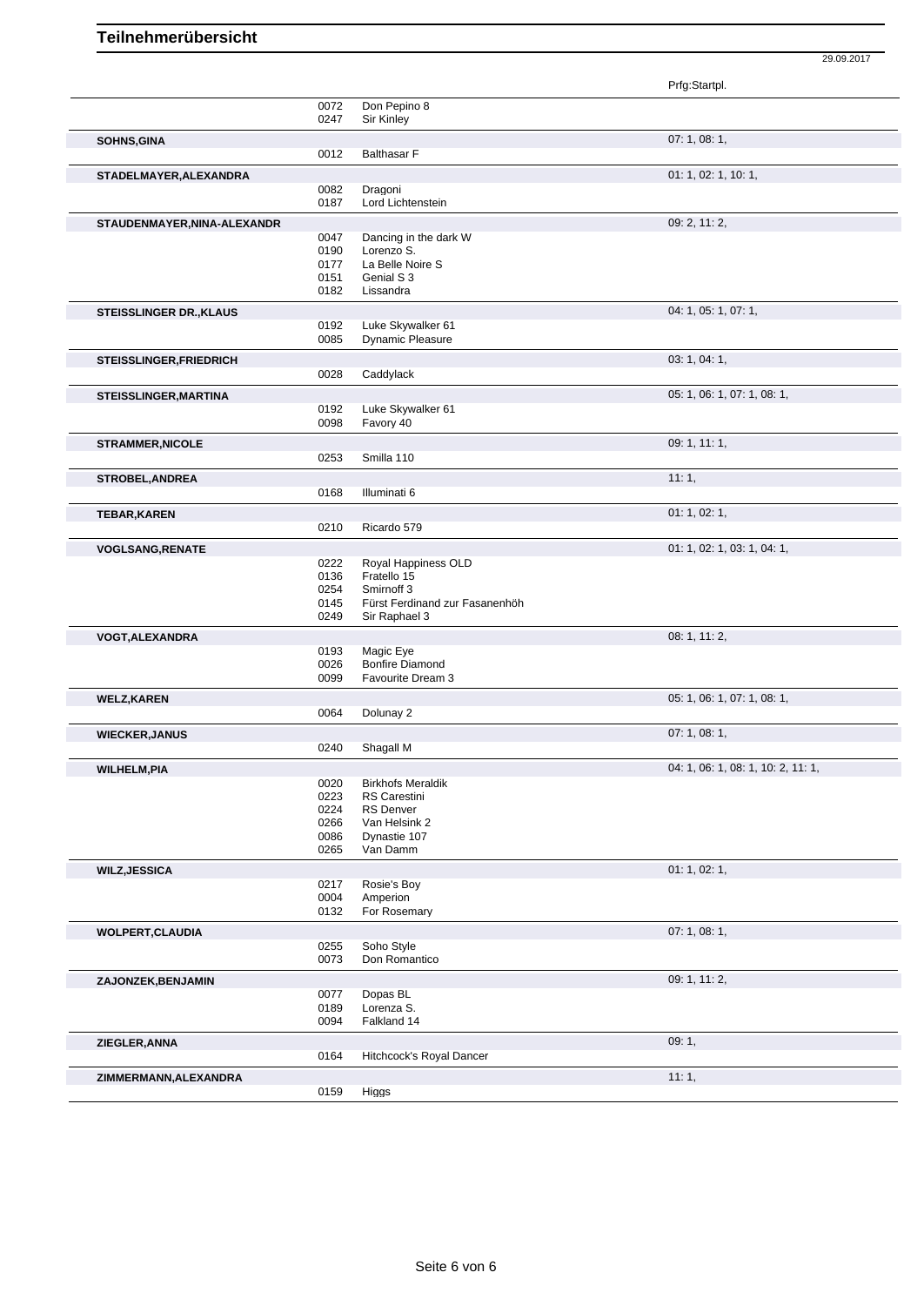# Teilnehmerübersicht

29.09.2017

| | | | Prfg:Startpl. |
|---|---|---|---|
| | 0072 | Don Pepino 8 | |
| | 0247 | Sir Kinley | |
| **SOHNS,GINA** | | | 07: 1, 08: 1, |
| | 0012 | Balthasar F | |
| **STADELMAYER,ALEXANDRA** | | | 01: 1, 02: 1, 10: 1, |
| | 0082 | Dragoni | |
| | 0187 | Lord Lichtenstein | |
| **STAUDENMAYER,NINA-ALEXANDR** | | | 09: 2, 11: 2, |
| | 0047 | Dancing in the dark W | |
| | 0190 | Lorenzo S. | |
| | 0177 | La Belle Noire S | |
| | 0151 | Genial S 3 | |
| | 0182 | Lissandra | |
| **STEISSLINGER DR.,KLAUS** | | | 04: 1, 05: 1, 07: 1, |
| | 0192 | Luke Skywalker 61 | |
| | 0085 | Dynamic Pleasure | |
| **STEISSLINGER,FRIEDRICH** | | | 03: 1, 04: 1, |
| | 0028 | Caddylack | |
| **STEISSLINGER,MARTINA** | | | 05: 1, 06: 1, 07: 1, 08: 1, |
| | 0192 | Luke Skywalker 61 | |
| | 0098 | Favory 40 | |
| **STRAMMER,NICOLE** | | | 09: 1, 11: 1, |
| | 0253 | Smilla 110 | |
| **STROBEL,ANDREA** | | | 11: 1, |
| | 0168 | Illuminati 6 | |
| **TEBAR,KAREN** | | | 01: 1, 02: 1, |
| | 0210 | Ricardo 579 | |
| **VOGLSANG,RENATE** | | | 01: 1, 02: 1, 03: 1, 04: 1, |
| | 0222 | Royal Happiness OLD | |
| | 0136 | Fratello 15 | |
| | 0254 | Smirnoff 3 | |
| | 0145 | Fürst Ferdinand zur Fasanenhöh | |
| | 0249 | Sir Raphael 3 | |
| **VOGT,ALEXANDRA** | | | 08: 1, 11: 2, |
| | 0193 | Magic Eye | |
| | 0026 | Bonfire Diamond | |
| | 0099 | Favourite Dream 3 | |
| **WELZ,KAREN** | | | 05: 1, 06: 1, 07: 1, 08: 1, |
| | 0064 | Dolunay 2 | |
| **WIECKER,JANUS** | | | 07: 1, 08: 1, |
| | 0240 | Shagall M | |
| **WILHELM,PIA** | | | 04: 1, 06: 1, 08: 1, 10: 2, 11: 1, |
| | 0020 | Birkhofs Meraldik | |
| | 0223 | RS Carestini | |
| | 0224 | RS Denver | |
| | 0266 | Van Helsink 2 | |
| | 0086 | Dynastie 107 | |
| | 0265 | Van Damm | |
| **WILZ,JESSICA** | | | 01: 1, 02: 1, |
| | 0217 | Rosie's Boy | |
| | 0004 | Amperion | |
| | 0132 | For Rosemary | |
| **WOLPERT,CLAUDIA** | | | 07: 1, 08: 1, |
| | 0255 | Soho Style | |
| | 0073 | Don Romantico | |
| **ZAJONZEK,BENJAMIN** | | | 09: 1, 11: 2, |
| | 0077 | Dopas BL | |
| | 0189 | Lorenza S. | |
| | 0094 | Falkland 14 | |
| **ZIEGLER,ANNA** | | | 09: 1, |
| | 0164 | Hitchcock's Royal Dancer | |
| **ZIMMERMANN,ALEXANDRA** | | | 11: 1, |
| | 0159 | Higgs | |